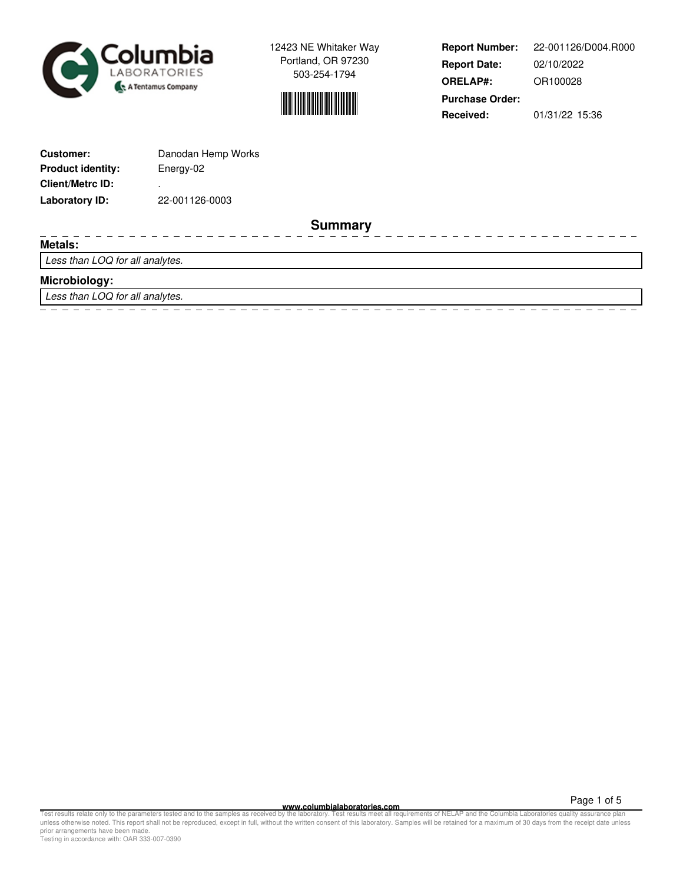Columbia LABORATORIES A Tentamus Company

12423 NE Whitaker Way
Portland, OR 97230
503-254-1794

| | |
|---|---|
| **Report Number:** | 22-001126/D004.R000 |
| **Report Date:** | 02/10/2022 |
| **ORELAP#:** | OR100028 |
| **Purchase Order:** | |
| **Received:** | 01/31/22 15:36 |

| | |
|---|---|
| **Customer:** | Danodan Hemp Works |
| **Product identity:** | Energy-02 |
| **Client/Metrc ID:** | . |
| **Laboratory ID:** | 22-001126-0003 |

## Summary

### Metals:

*Less than LOQ for all analytes.*

### Microbiology:

*Less than LOQ for all analytes.*

www.columbialaboratories.com

Test results relate only to the parameters tested and to the samples as received by the laboratory. Test results meet all requirements of NELAP and the Columbia Laboratories quality assurance plan unless otherwise noted. This report shall not be reproduced, except in full, without the written consent of this laboratory. Samples will be retained for a maximum of 30 days from the receipt date unless prior arrangements have been made.
Testing in accordance with: OAR 333-007-0390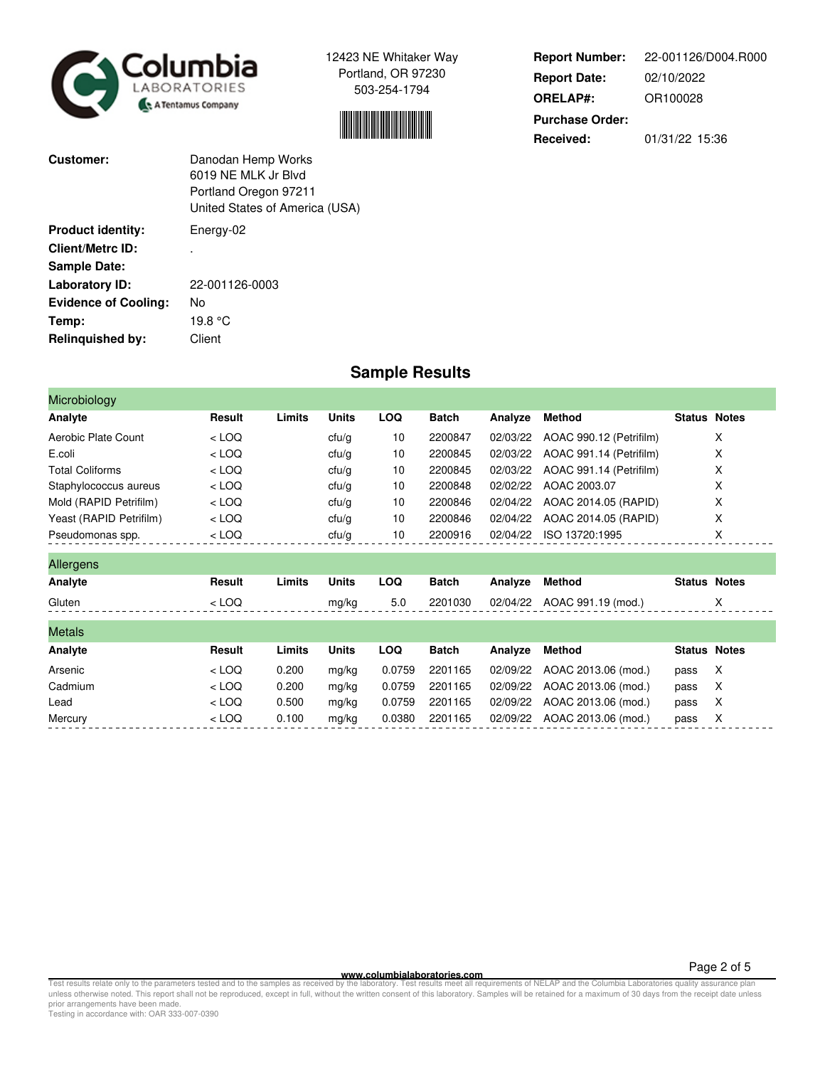Columbia LABORATORIES — A Tentamus Company

12423 NE Whitaker Way
Portland, OR 97230
503-254-1794

**Report Number:** 22-001126/D004.R000
**Report Date:** 02/10/2022
**ORELAP#:** OR100028
**Purchase Order:**
**Received:** 01/31/22 15:36

**Customer:** Danodan Hemp Works
6019 NE MLK Jr Blvd
Portland Oregon 97211
United States of America (USA)

**Product identity:** Energy-02
**Client/Metrc ID:** .
**Sample Date:**
**Laboratory ID:** 22-001126-0003
**Evidence of Cooling:** No
**Temp:** 19.8 °C
**Relinquished by:** Client

## Sample Results

### Microbiology

| Analyte | Result | Limits | Units | LOQ | Batch | Analyze | Method | Status | Notes |
|---|---|---|---|---|---|---|---|---|---|
| Aerobic Plate Count | < LOQ | | cfu/g | 10 | 2200847 | 02/03/22 | AOAC 990.12 (Petrifilm) | | X |
| E.coli | < LOQ | | cfu/g | 10 | 2200845 | 02/03/22 | AOAC 991.14 (Petrifilm) | | X |
| Total Coliforms | < LOQ | | cfu/g | 10 | 2200845 | 02/03/22 | AOAC 991.14 (Petrifilm) | | X |
| Staphylococcus aureus | < LOQ | | cfu/g | 10 | 2200848 | 02/02/22 | AOAC 2003.07 | | X |
| Mold (RAPID Petrifilm) | < LOQ | | cfu/g | 10 | 2200846 | 02/04/22 | AOAC 2014.05 (RAPID) | | X |
| Yeast (RAPID Petrifilm) | < LOQ | | cfu/g | 10 | 2200846 | 02/04/22 | AOAC 2014.05 (RAPID) | | X |
| Pseudomonas spp. | < LOQ | | cfu/g | 10 | 2200916 | 02/04/22 | ISO 13720:1995 | | X |

### Allergens

| Analyte | Result | Limits | Units | LOQ | Batch | Analyze | Method | Status | Notes |
|---|---|---|---|---|---|---|---|---|---|
| Gluten | < LOQ | | mg/kg | 5.0 | 2201030 | 02/04/22 | AOAC 991.19 (mod.) | | X |

### Metals

| Analyte | Result | Limits | Units | LOQ | Batch | Analyze | Method | Status | Notes |
|---|---|---|---|---|---|---|---|---|---|
| Arsenic | < LOQ | 0.200 | mg/kg | 0.0759 | 2201165 | 02/09/22 | AOAC 2013.06 (mod.) | pass | X |
| Cadmium | < LOQ | 0.200 | mg/kg | 0.0759 | 2201165 | 02/09/22 | AOAC 2013.06 (mod.) | pass | X |
| Lead | < LOQ | 0.500 | mg/kg | 0.0759 | 2201165 | 02/09/22 | AOAC 2013.06 (mod.) | pass | X |
| Mercury | < LOQ | 0.100 | mg/kg | 0.0380 | 2201165 | 02/09/22 | AOAC 2013.06 (mod.) | pass | X |

www.columbialaboratories.com

Test results relate only to the parameters tested and to the samples as received by the laboratory. Test results meet all requirements of NELAP and the Columbia Laboratories quality assurance plan unless otherwise noted. This report shall not be reproduced, except in full, without the written consent of this laboratory. Samples will be retained for a maximum of 30 days from the receipt date unless prior arrangements have been made.
Testing in accordance with: OAR 333-007-0390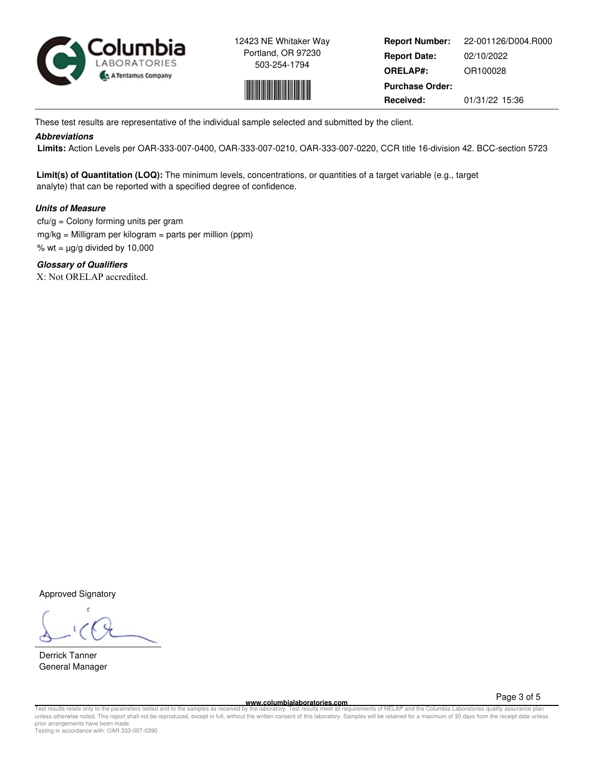12423 NE Whitaker Way
Portland, OR 97230
503-254-1794

| | |
|---|---|
| **Report Number:** | 22-001126/D004.R000 |
| **Report Date:** | 02/10/2022 |
| **ORELAP#:** | OR100028 |
| **Purchase Order:** | |
| **Received:** | 01/31/22 15:36 |

These test results are representative of the individual sample selected and submitted by the client.

***Abbreviations***

**Limits:** Action Levels per OAR-333-007-0400, OAR-333-007-0210, OAR-333-007-0220, CCR title 16-division 42. BCC-section 5723

**Limit(s) of Quantitation (LOQ):** The minimum levels, concentrations, or quantities of a target variable (e.g., target analyte) that can be reported with a specified degree of confidence.

***Units of Measure***

cfu/g = Colony forming units per gram
mg/kg = Milligram per kilogram = parts per million (ppm)
% wt = µg/g divided by 10,000

***Glossary of Qualifiers***

X: Not ORELAP accredited.

Approved Signatory

Derrick Tanner
General Manager

www.columbialaboratories.com

Test results relate only to the parameters tested and to the samples as received by the laboratory. Test results meet all requirements of NELAP and the Columbia Laboratories quality assurance plan unless otherwise noted. This report shall not be reproduced, except in full, without the written consent of this laboratory. Samples will be retained for a maximum of 30 days from the receipt date unless prior arrangements have been made.
Testing in accordance with: OAR 333-007-0390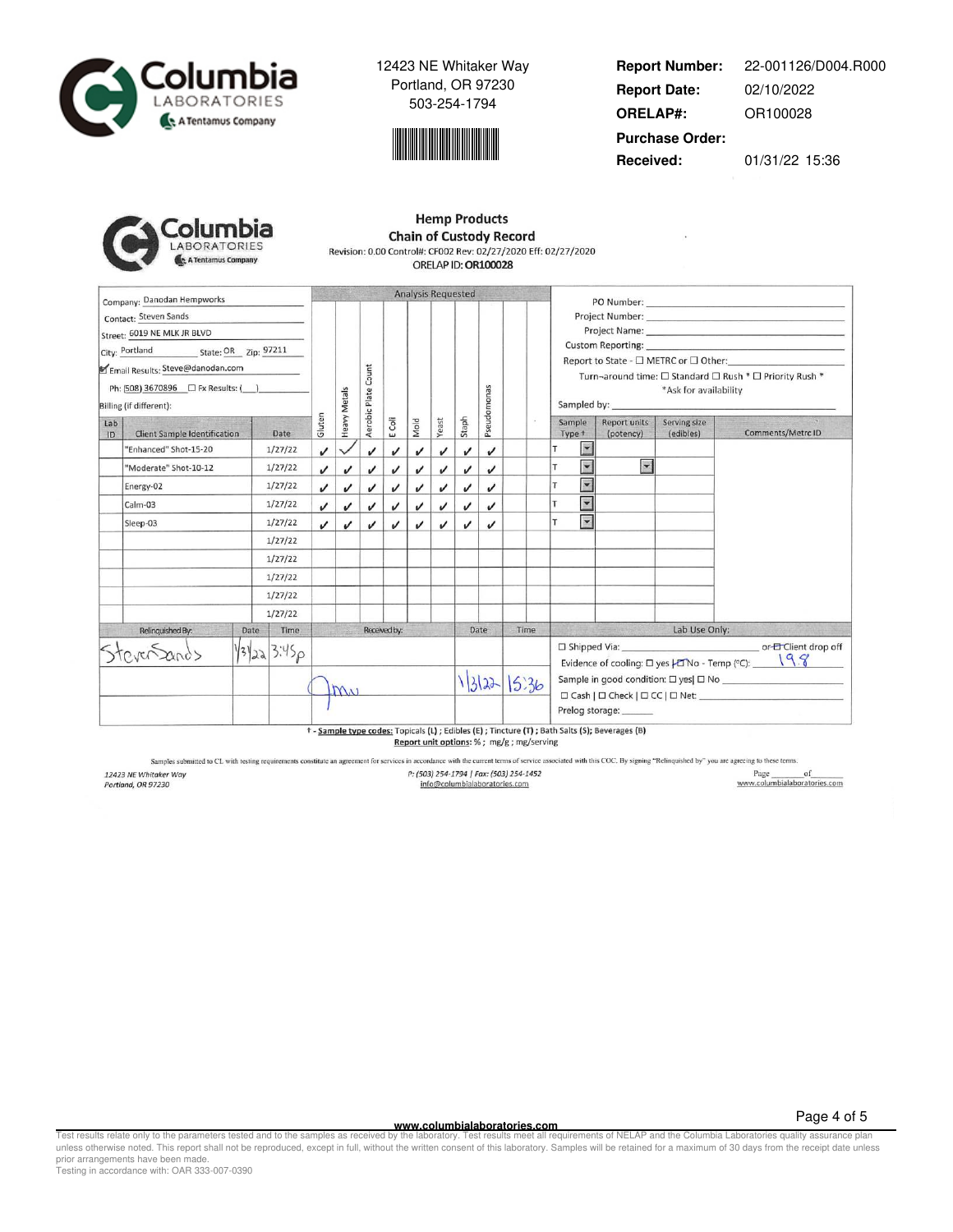Columbia Laboratories
A Tentamus Company

12423 NE Whitaker Way
Portland, OR 97230
503-254-1794

**Report Number:** 22-001126/D004.R000
**Report Date:** 02/10/2022
**ORELAP#:** OR100028
**Purchase Order:**
**Received:** 01/31/22 15:36

Columbia Laboratories
A Tentamus Company

## Hemp Products
## Chain of Custody Record

Revision: 0.00 Control#: CF002 Rev: 02/27/2020 Eff: 02/27/2020
ORELAP ID: **OR100028**

Company: Danodan Hempworks
Contact: Steven Sands
Street: 6019 NE MLK JR BLVD
City: Portland State: OR Zip: 97211
☑ Email Results: Steve@danodan.com
Ph: (508) 3670896 ☐ Fx Results: (___)
Billing (if different):

PO Number:
Project Number:
Project Name:
Custom Reporting:
Report to State - ☐ METRC or ☐ Other:
Turn-around time: ☐ Standard ☐ Rush * ☐ Priority Rush *
*Ask for availability
Sampled by:

| Lab ID | Client Sample Identification | Date | Gluten | Heavy Metals | Aerobic Plate Count | E Coli | Mold | Yeast | Staph | Pseudomonas | | | Sample Type † | Report units (potency) | Serving size (edibles) | Comments/Metrc ID |
|---|---|---|---|---|---|---|---|---|---|---|---|---|---|---|---|---|
| | "Enhanced" Shot-15-20 | 1/27/22 | ✓ | ✓ | ✓ | ✓ | ✓ | ✓ | ✓ | ✓ | | | T | | | |
| | "Moderate" Shot-10-12 | 1/27/22 | ✓ | ✓ | ✓ | ✓ | ✓ | ✓ | ✓ | ✓ | | | T | | | |
| | Energy-02 | 1/27/22 | ✓ | ✓ | ✓ | ✓ | ✓ | ✓ | ✓ | ✓ | | | T | | | |
| | Calm-03 | 1/27/22 | ✓ | ✓ | ✓ | ✓ | ✓ | ✓ | ✓ | ✓ | | | T | | | |
| | Sleep-03 | 1/27/22 | ✓ | ✓ | ✓ | ✓ | ✓ | ✓ | ✓ | ✓ | | | T | | | |
| | | 1/27/22 | | | | | | | | | | | | | | |
| | | 1/27/22 | | | | | | | | | | | | | | |
| | | 1/27/22 | | | | | | | | | | | | | | |
| | | 1/27/22 | | | | | | | | | | | | | | |
| | | 1/27/22 | | | | | | | | | | | | | | |

| Relinquished By: | Date | Time | Received by: | Date | Time |
|---|---|---|---|---|---|
| Steven Sands | 1/31/22 | 3:45p | | | |
| | | | Jmu | 1/31/22 | 15:36 |

**Lab Use Only:**
☐ Shipped Via: ______ or ☑ Client drop off
Evidence of cooling: ☐ yes | ☑ No - Temp (°C): 19.8
Sample in good condition: ☐ yes | ☐ No
☐ Cash | ☐ Check | ☐ CC | ☐ Net:
Prelog storage:

† - **Sample type codes:** Topicals (L) ; Edibles (E) ; Tincture (T) ; Bath Salts (S); Beverages (B)
**Report unit options:** % ; mg/g ; mg/serving

Samples submitted to CL with testing requirements constitute an agreement for services in accordance with the current terms of service associated with this COC. By signing "Relinquished by" you are agreeing to these terms.

12423 NE Whitaker Way
Portland, OR 97230
P: (503) 254-1794 | Fax: (503) 254-1452
info@columbialaboratories.com
Page ____ of ____
www.columbialaboratories.com

www.columbialaboratories.com

Test results relate only to the parameters tested and to the samples as received by the laboratory. Test results meet all requirements of NELAP and the Columbia Laboratories quality assurance plan unless otherwise noted. This report shall not be reproduced, except in full, without the written consent of this laboratory. Samples will be retained for a maximum of 30 days from the receipt date unless prior arrangements have been made.
Testing in accordance with: OAR 333-007-0390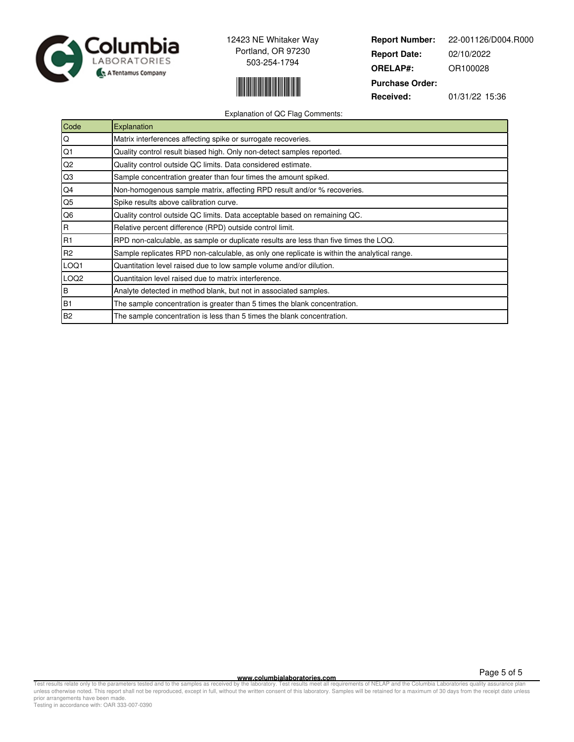Columbia Laboratories
A Tentamus Company

12423 NE Whitaker Way
Portland, OR 97230
503-254-1794

**Report Number:** 22-001126/D004.R000
**Report Date:** 02/10/2022
**ORELAP#:** OR100028
**Purchase Order:**
**Received:** 01/31/22 15:36

Explanation of QC Flag Comments:

| Code | Explanation |
|---|---|
| Q | Matrix interferences affecting spike or surrogate recoveries. |
| Q1 | Quality control result biased high. Only non-detect samples reported. |
| Q2 | Quality control outside QC limits. Data considered estimate. |
| Q3 | Sample concentration greater than four times the amount spiked. |
| Q4 | Non-homogenous sample matrix, affecting RPD result and/or % recoveries. |
| Q5 | Spike results above calibration curve. |
| Q6 | Quality control outside QC limits. Data acceptable based on remaining QC. |
| R | Relative percent difference (RPD) outside control limit. |
| R1 | RPD non-calculable, as sample or duplicate results are less than five times the LOQ. |
| R2 | Sample replicates RPD non-calculable, as only one replicate is within the analytical range. |
| LOQ1 | Quantitation level raised due to low sample volume and/or dilution. |
| LOQ2 | Quantitaion level raised due to matrix interference. |
| B | Analyte detected in method blank, but not in associated samples. |
| B1 | The sample concentration is greater than 5 times the blank concentration. |
| B2 | The sample concentration is less than 5 times the blank concentration. |

www.columbialaboratories.com

Test results relate only to the parameters tested and to the samples as received by the laboratory. Test results meet all requirements of NELAP and the Columbia Laboratories quality assurance plan unless otherwise noted. This report shall not be reproduced, except in full, without the written consent of this laboratory. Samples will be retained for a maximum of 30 days from the receipt date unless prior arrangements have been made.
Testing in accordance with: OAR 333-007-0390